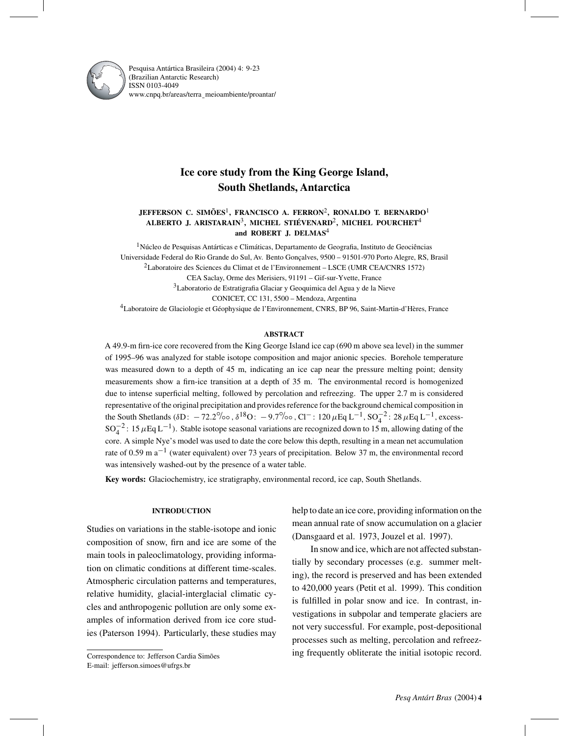# Ice core study from the King George Island, South Shetlands, Antarctica

**JEFFERSON C. SIMÕES**[1], **FRANCISCO A. FERRON**[2], **RONALDO T. BERNARDO**[1], **ALBERTO J. ARISTARAIN**[3], **MICHEL STIÉVENARD**[2], **MICHEL POURCHET**[4] **and ROBERT J. DELMAS**[4]

[1]Núcleo de Pesquisas Antárticas e Climáticas, Departamento de Geografia, Instituto de Geociências Universidade Federal do Rio Grande do Sul, Av. Bento Gonçalves, 9500 – 91501-970 Porto Alegre, RS, Brasil

[2]Laboratoire des Sciences du Climat et de l'Environnement – LSCE (UMR CEA/CNRS 1572) CEA Saclay, Orme des Merisiers, 91191 – Gif-sur-Yvette, France

[3]Laboratorio de Estratigrafia Glaciar y Geoquimica del Agua y de la Nieve CONICET, CC 131, 5500 – Mendoza, Argentina

[4]Laboratoire de Glaciologie et Géophysique de l'Environnement, CNRS, BP 96, Saint-Martin-d'Hères, France

## ABSTRACT

A 49.9-m firn-ice core recovered from the King George Island ice cap (690 m above sea level) in the summer of 1995–96 was analyzed for stable isotope composition and major anionic species. Borehole temperature was measured down to a depth of 45 m, indicating an ice cap near the pressure melting point; density measurements show a firn-ice transition at a depth of 35 m. The environmental record is homogenized due to intense superficial melting, followed by percolation and refreezing. The upper 2.7 m is considered representative of the original precipitation and provides reference for the background chemical composition in the South Shetlands ($\delta$D: $-72.2‰$, $\delta^{18}$O: $-9.7‰$, $Cl^-$: 120 $\mu$Eq $L^{-1}$, $SO_4^{-2}$: 28 $\mu$Eq $L^{-1}$, excess-$SO_4^{-2}$: 15 $\mu$Eq $L^{-1}$). Stable isotope seasonal variations are recognized down to 15 m, allowing dating of the core. A simple Nye's model was used to date the core below this depth, resulting in a mean net accumulation rate of 0.59 m $a^{-1}$ (water equivalent) over 73 years of precipitation. Below 37 m, the environmental record was intensively washed-out by the presence of a water table.

**Key words:** Glaciochemistry, ice stratigraphy, environmental record, ice cap, South Shetlands.

## INTRODUCTION

Studies on variations in the stable-isotope and ionic composition of snow, firn and ice are some of the main tools in paleoclimatology, providing information on climatic conditions at different time-scales. Atmospheric circulation patterns and temperatures, relative humidity, glacial-interglacial climatic cycles and anthropogenic pollution are only some examples of information derived from ice core studies (Paterson 1994). Particularly, these studies may help to date an ice core, providing information on the mean annual rate of snow accumulation on a glacier (Dansgaard et al. 1973, Jouzel et al. 1997).

In snow and ice, which are not affected substantially by secondary processes (e.g. summer melting), the record is preserved and has been extended to 420,000 years (Petit et al. 1999). This condition is fulfilled in polar snow and ice. In contrast, investigations in subpolar and temperate glaciers are not very successful. For example, post-depositional processes such as melting, percolation and refreezing frequently obliterate the initial isotopic record.

Correspondence to: Jefferson Cardia Simões
E-mail: jefferson.simoes@ufrgs.br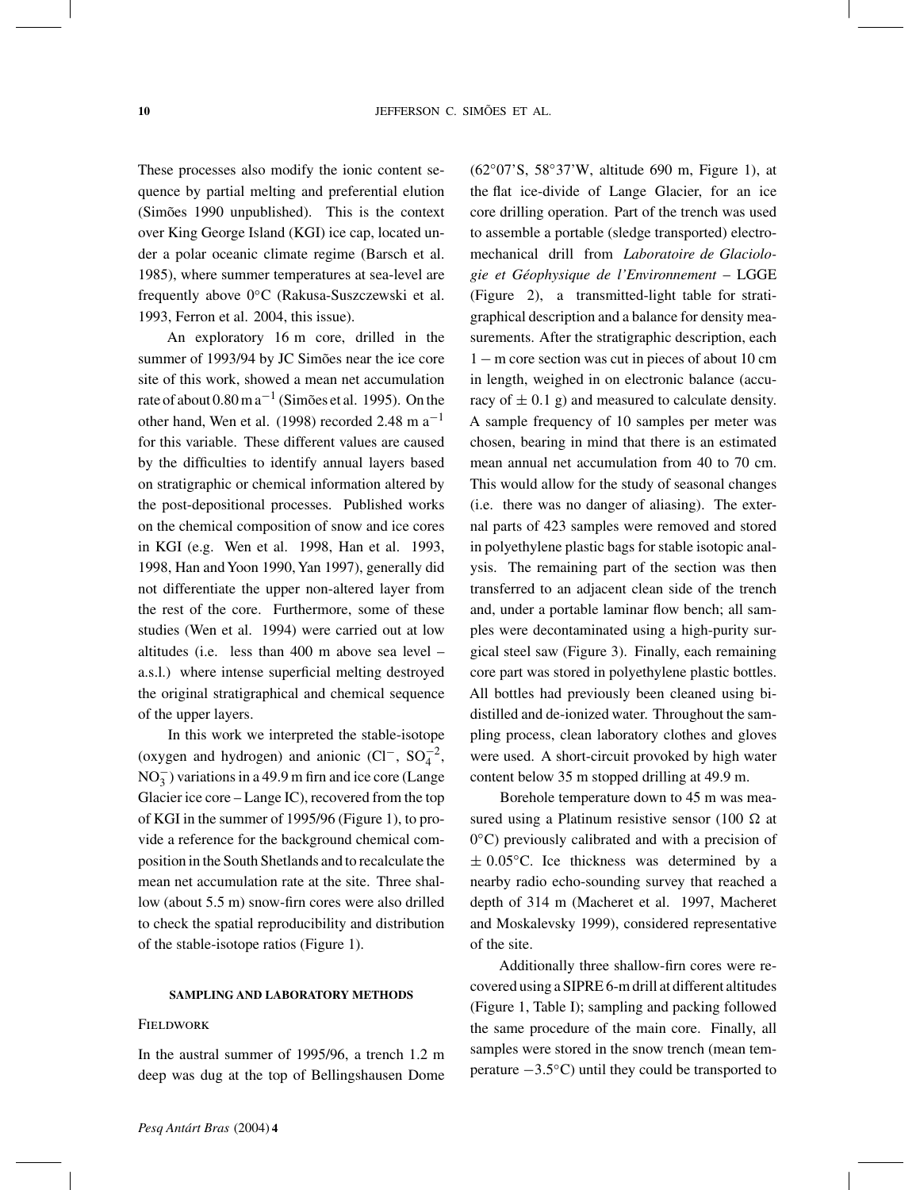These processes also modify the ionic content sequence by partial melting and preferential elution (Simões 1990 unpublished). This is the context over King George Island (KGI) ice cap, located under a polar oceanic climate regime (Barsch et al. 1985), where summer temperatures at sea-level are frequently above 0°C (Rakusa-Suszczewski et al. 1993, Ferron et al. 2004, this issue).

An exploratory 16 m core, drilled in the summer of 1993/94 by JC Simões near the ice core site of this work, showed a mean net accumulation rate of about 0.80 m $a^{-1}$ (Simões et al. 1995). On the other hand, Wen et al. (1998) recorded 2.48 m $a^{-1}$ for this variable. These different values are caused by the difficulties to identify annual layers based on stratigraphic or chemical information altered by the post-depositional processes. Published works on the chemical composition of snow and ice cores in KGI (e.g. Wen et al. 1998, Han et al. 1993, 1998, Han and Yoon 1990, Yan 1997), generally did not differentiate the upper non-altered layer from the rest of the core. Furthermore, some of these studies (Wen et al. 1994) were carried out at low altitudes (i.e. less than 400 m above sea level – a.s.l.) where intense superficial melting destroyed the original stratigraphical and chemical sequence of the upper layers.

In this work we interpreted the stable-isotope (oxygen and hydrogen) and anionic ($Cl^-$, $SO_4^{-2}$, $NO_3^-$) variations in a 49.9 m firn and ice core (Lange Glacier ice core – Lange IC), recovered from the top of KGI in the summer of 1995/96 (Figure 1), to provide a reference for the background chemical composition in the South Shetlands and to recalculate the mean net accumulation rate at the site. Three shallow (about 5.5 m) snow-firn cores were also drilled to check the spatial reproducibility and distribution of the stable-isotope ratios (Figure 1).

## SAMPLING AND LABORATORY METHODS

### FIELDWORK

In the austral summer of 1995/96, a trench 1.2 m deep was dug at the top of Bellingshausen Dome (62°07'S, 58°37'W, altitude 690 m, Figure 1), at the flat ice-divide of Lange Glacier, for an ice core drilling operation. Part of the trench was used to assemble a portable (sledge transported) electromechanical drill from *Laboratoire de Glaciologie et Géophysique de l'Environnement* – LGGE (Figure 2), a transmitted-light table for stratigraphical description and a balance for density measurements. After the stratigraphic description, each $1-$m core section was cut in pieces of about 10 cm in length, weighed in on electronic balance (accuracy of $\pm$ 0.1 g) and measured to calculate density. A sample frequency of 10 samples per meter was chosen, bearing in mind that there is an estimated mean annual net accumulation from 40 to 70 cm. This would allow for the study of seasonal changes (i.e. there was no danger of aliasing). The external parts of 423 samples were removed and stored in polyethylene plastic bags for stable isotopic analysis. The remaining part of the section was then transferred to an adjacent clean side of the trench and, under a portable laminar flow bench; all samples were decontaminated using a high-purity surgical steel saw (Figure 3). Finally, each remaining core part was stored in polyethylene plastic bottles. All bottles had previously been cleaned using bidistilled and de-ionized water. Throughout the sampling process, clean laboratory clothes and gloves were used. A short-circuit provoked by high water content below 35 m stopped drilling at 49.9 m.

Borehole temperature down to 45 m was measured using a Platinum resistive sensor (100 $\Omega$ at 0°C) previously calibrated and with a precision of $\pm$ 0.05°C. Ice thickness was determined by a nearby radio echo-sounding survey that reached a depth of 314 m (Macheret et al. 1997, Macheret and Moskalevsky 1999), considered representative of the site.

Additionally three shallow-firn cores were recovered using a SIPRE 6-m drill at different altitudes (Figure 1, Table I); sampling and packing followed the same procedure of the main core. Finally, all samples were stored in the snow trench (mean temperature $-3.5$°C) until they could be transported to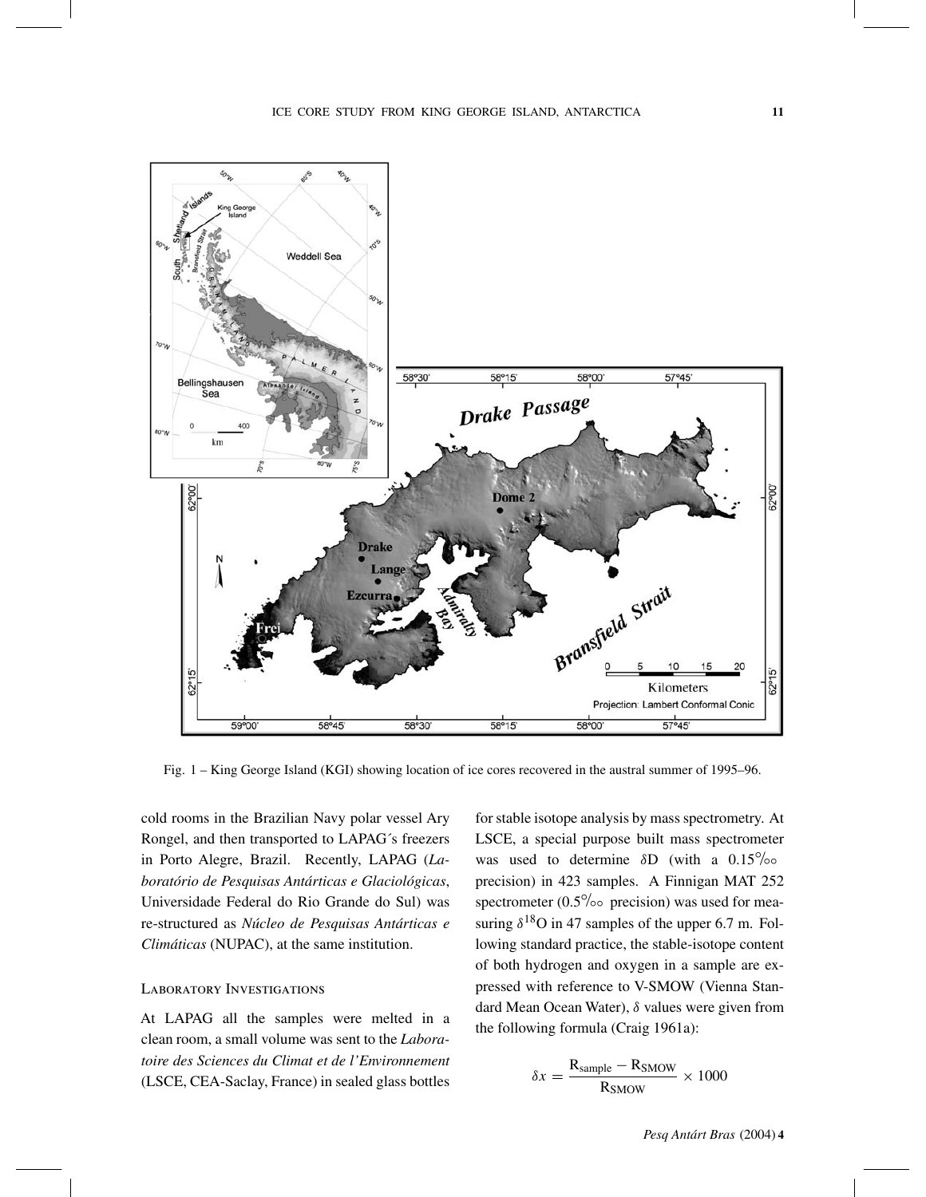Fig. 1 – King George Island (KGI) showing location of ice cores recovered in the austral summer of 1995–96.

cold rooms in the Brazilian Navy polar vessel Ary Rongel, and then transported to LAPAG´s freezers in Porto Alegre, Brazil. Recently, LAPAG (*Laboratório de Pesquisas Antárticas e Glaciológicas*, Universidade Federal do Rio Grande do Sul) was re-structured as *Núcleo de Pesquisas Antárticas e Climáticas* (NUPAC), at the same institution.

## Laboratory Investigations

At LAPAG all the samples were melted in a clean room, a small volume was sent to the *Laboratoire des Sciences du Climat et de l'Environnement* (LSCE, CEA-Saclay, France) in sealed glass bottles for stable isotope analysis by mass spectrometry. At LSCE, a special purpose built mass spectrometer was used to determine $\delta$D (with a 0.15‰ precision) in 423 samples. A Finnigan MAT 252 spectrometer (0.5‰ precision) was used for measuring $\delta^{18}$O in 47 samples of the upper 6.7 m. Following standard practice, the stable-isotope content of both hydrogen and oxygen in a sample are expressed with reference to V-SMOW (Vienna Standard Mean Ocean Water), $\delta$ values were given from the following formula (Craig 1961a):

$$\delta x = \frac{\mathrm{R_{sample}} - \mathrm{R_{SMOW}}}{\mathrm{R_{SMOW}}} \times 1000$$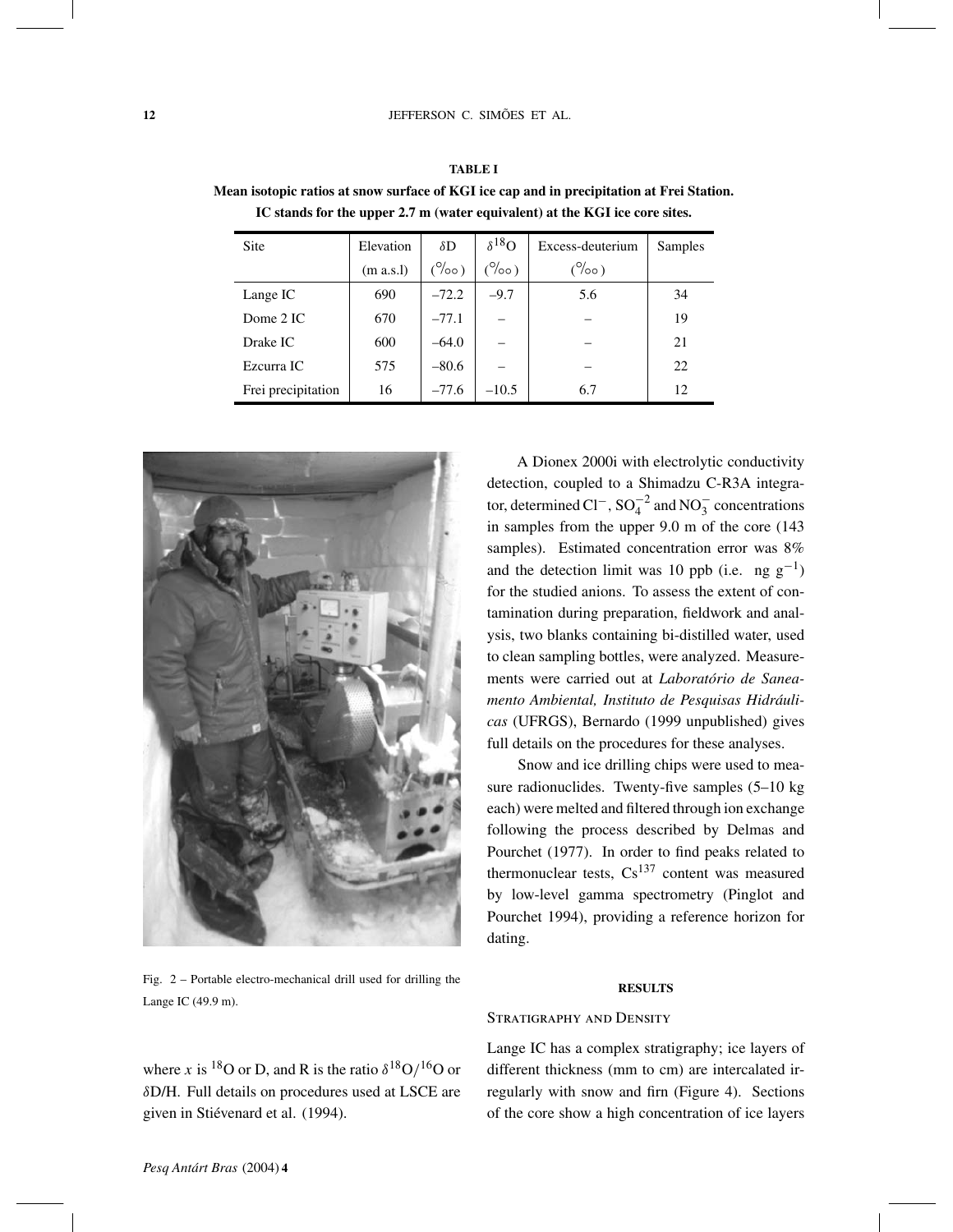**TABLE I**

**Mean isotopic ratios at snow surface of KGI ice cap and in precipitation at Frei Station. IC stands for the upper 2.7 m (water equivalent) at the KGI ice core sites.**

| Site | Elevation (m a.s.l) | $\delta$D (‰) | $\delta^{18}$O (‰) | Excess-deuterium (‰) | Samples |
|---|---|---|---|---|---|
| Lange IC | 690 | –72.2 | –9.7 | 5.6 | 34 |
| Dome 2 IC | 670 | –77.1 | – | – | 19 |
| Drake IC | 600 | –64.0 | – | – | 21 |
| Ezcurra IC | 575 | –80.6 | – | – | 22 |
| Frei precipitation | 16 | –77.6 | –10.5 | 6.7 | 12 |

Fig. 2 – Portable electro-mechanical drill used for drilling the Lange IC (49.9 m).

where $x$ is $^{18}$O or D, and R is the ratio $\delta^{18}O/^{16}O$ or $\delta D/H$. Full details on procedures used at LSCE are given in Stiévenard et al. (1994).

A Dionex 2000i with electrolytic conductivity detection, coupled to a Shimadzu C-R3A integrator, determined $Cl^-$, $SO_4^{-2}$ and $NO_3^-$ concentrations in samples from the upper 9.0 m of the core (143 samples). Estimated concentration error was 8% and the detection limit was 10 ppb (i.e. ng $g^{-1}$) for the studied anions. To assess the extent of contamination during preparation, fieldwork and analysis, two blanks containing bi-distilled water, used to clean sampling bottles, were analyzed. Measurements were carried out at *Laboratório de Saneamento Ambiental, Instituto de Pesquisas Hidráulicas* (UFRGS), Bernardo (1999 unpublished) gives full details on the procedures for these analyses.

Snow and ice drilling chips were used to measure radionuclides. Twenty-five samples (5–10 kg each) were melted and filtered through ion exchange following the process described by Delmas and Pourchet (1977). In order to find peaks related to thermonuclear tests, $Cs^{137}$ content was measured by low-level gamma spectrometry (Pinglot and Pourchet 1994), providing a reference horizon for dating.

## RESULTS

### Stratigraphy and Density

Lange IC has a complex stratigraphy; ice layers of different thickness (mm to cm) are intercalated irregularly with snow and firn (Figure 4). Sections of the core show a high concentration of ice layers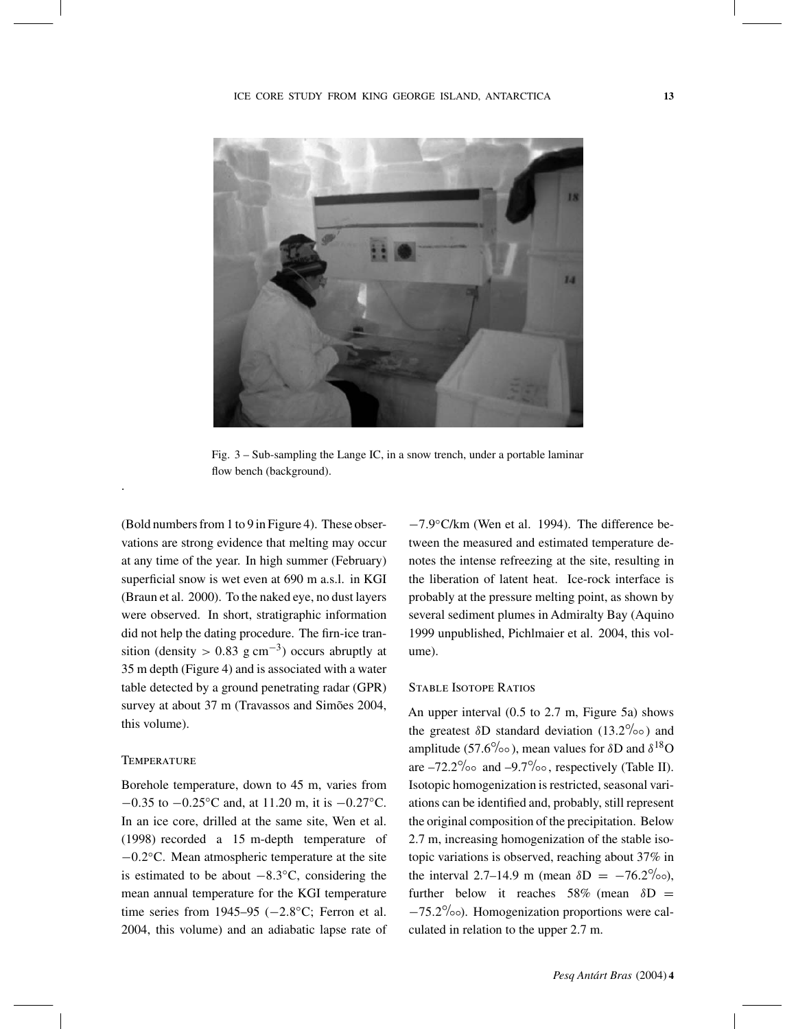Fig. 3 – Sub-sampling the Lange IC, in a snow trench, under a portable laminar flow bench (background).

(Bold numbers from 1 to 9 in Figure 4). These observations are strong evidence that melting may occur at any time of the year. In high summer (February) superficial snow is wet even at 690 m a.s.l. in KGI (Braun et al. 2000). To the naked eye, no dust layers were observed. In short, stratigraphic information did not help the dating procedure. The firn-ice transition (density $> 0.83$ g cm$^{-3}$) occurs abruptly at 35 m depth (Figure 4) and is associated with a water table detected by a ground penetrating radar (GPR) survey at about 37 m (Travassos and Simões 2004, this volume).

### Temperature

Borehole temperature, down to 45 m, varies from $-0.35$ to $-0.25$°C and, at 11.20 m, it is $-0.27$°C. In an ice core, drilled at the same site, Wen et al. (1998) recorded a 15 m-depth temperature of $-0.2$°C. Mean atmospheric temperature at the site is estimated to be about $-8.3$°C, considering the mean annual temperature for the KGI temperature time series from 1945–95 ($-2.8$°C; Ferron et al. 2004, this volume) and an adiabatic lapse rate of $-7.9$°C/km (Wen et al. 1994). The difference between the measured and estimated temperature denotes the intense refreezing at the site, resulting in the liberation of latent heat. Ice-rock interface is probably at the pressure melting point, as shown by several sediment plumes in Admiralty Bay (Aquino 1999 unpublished, Pichlmaier et al. 2004, this volume).

### Stable Isotope Ratios

An upper interval (0.5 to 2.7 m, Figure 5a) shows the greatest $\delta$D standard deviation (13.2‰) and amplitude (57.6‰), mean values for $\delta$D and $\delta^{18}$O are –72.2‰ and –9.7‰, respectively (Table II). Isotopic homogenization is restricted, seasonal variations can be identified and, probably, still represent the original composition of the precipitation. Below 2.7 m, increasing homogenization of the stable isotopic variations is observed, reaching about 37% in the interval 2.7–14.9 m (mean $\delta$D $= -76.2$‰), further below it reaches 58% (mean $\delta$D $= -75.2$‰). Homogenization proportions were calculated in relation to the upper 2.7 m.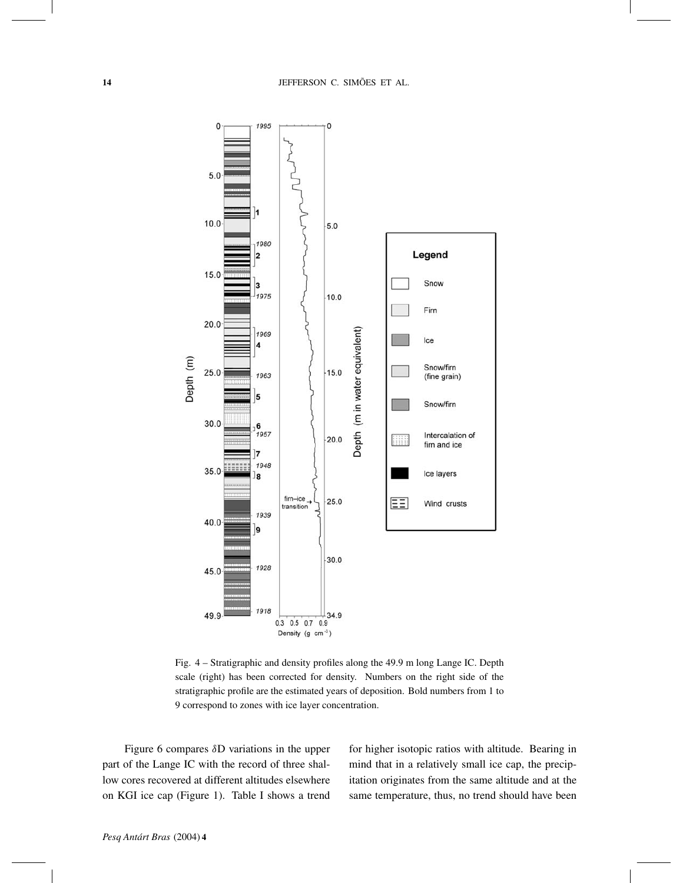Fig. 4 – Stratigraphic and density profiles along the 49.9 m long Lange IC. Depth scale (right) has been corrected for density. Numbers on the right side of the stratigraphic profile are the estimated years of deposition. Bold numbers from 1 to 9 correspond to zones with ice layer concentration.

Figure 6 compares δD variations in the upper part of the Lange IC with the record of three shallow cores recovered at different altitudes elsewhere on KGI ice cap (Figure 1). Table I shows a trend for higher isotopic ratios with altitude. Bearing in mind that in a relatively small ice cap, the precipitation originates from the same altitude and at the same temperature, thus, no trend should have been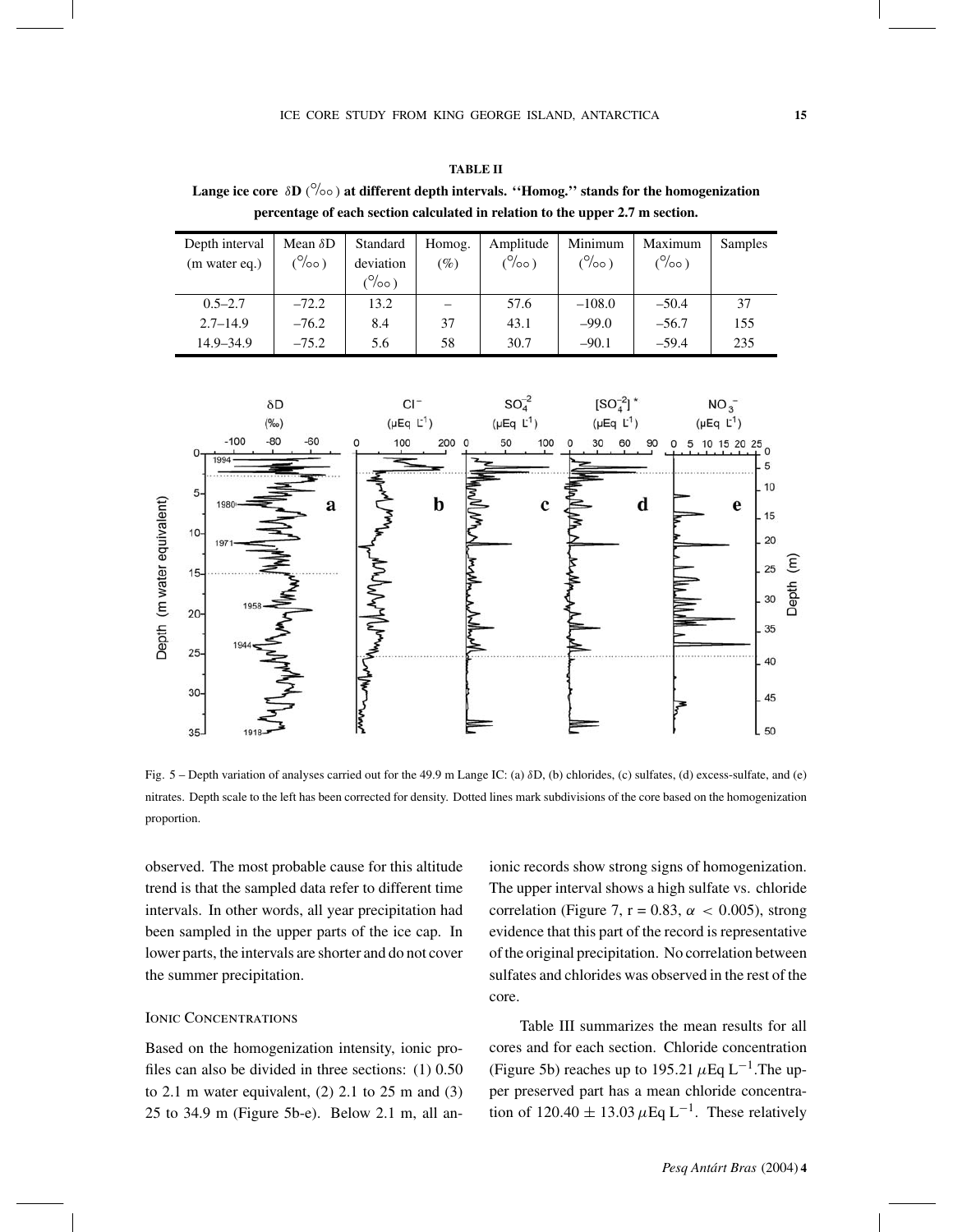**TABLE II**

**Lange ice core $\delta D$ (‰) at different depth intervals. ''Homog.'' stands for the homogenization percentage of each section calculated in relation to the upper 2.7 m section.**

| Depth interval (m water eq.) | Mean $\delta D$ (‰) | Standard deviation (‰) | Homog. (%) | Amplitude (‰) | Minimum (‰) | Maximum (‰) | Samples |
|---|---|---|---|---|---|---|---|
| 0.5–2.7 | –72.2 | 13.2 | – | 57.6 | –108.0 | –50.4 | 37 |
| 2.7–14.9 | –76.2 | 8.4 | 37 | 43.1 | –99.0 | –56.7 | 155 |
| 14.9–34.9 | –75.2 | 5.6 | 58 | 30.7 | –90.1 | –59.4 | 235 |

Fig. 5 – Depth variation of analyses carried out for the 49.9 m Lange IC: (a) $\delta D$, (b) chlorides, (c) sulfates, (d) excess-sulfate, and (e) nitrates. Depth scale to the left has been corrected for density. Dotted lines mark subdivisions of the core based on the homogenization proportion.

observed. The most probable cause for this altitude trend is that the sampled data refer to different time intervals. In other words, all year precipitation had been sampled in the upper parts of the ice cap. In lower parts, the intervals are shorter and do not cover the summer precipitation.

### Ionic Concentrations

Based on the homogenization intensity, ionic profiles can also be divided in three sections: (1) 0.50 to 2.1 m water equivalent, (2) 2.1 to 25 m and (3) 25 to 34.9 m (Figure 5b-e). Below 2.1 m, all anionic records show strong signs of homogenization. The upper interval shows a high sulfate vs. chloride correlation (Figure 7, r = 0.83, $\alpha < 0.005$), strong evidence that this part of the record is representative of the original precipitation. No correlation between sulfates and chlorides was observed in the rest of the core.

Table III summarizes the mean results for all cores and for each section. Chloride concentration (Figure 5b) reaches up to 195.21 $\mu$Eq $L^{-1}$.The upper preserved part has a mean chloride concentration of 120.40 $\pm$ 13.03 $\mu$Eq $L^{-1}$. These relatively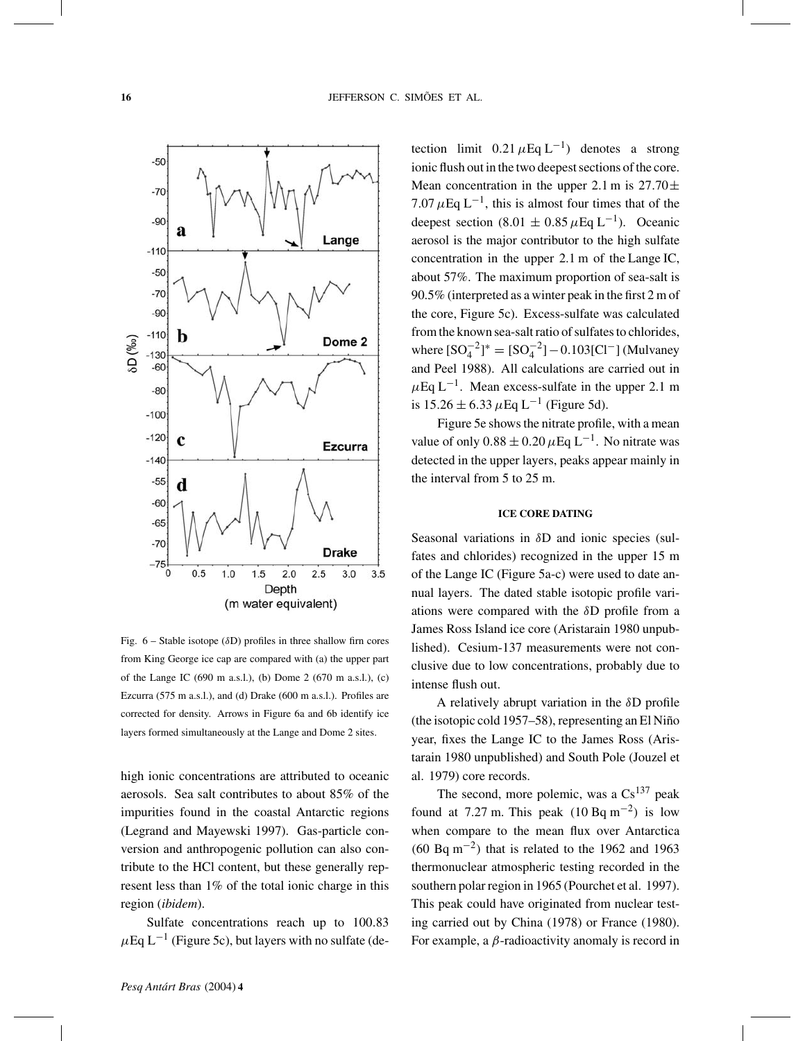Fig. 6 – Stable isotope (δD) profiles in three shallow firn cores from King George ice cap are compared with (a) the upper part of the Lange IC (690 m a.s.l.), (b) Dome 2 (670 m a.s.l.), (c) Ezcurra (575 m a.s.l.), and (d) Drake (600 m a.s.l.). Profiles are corrected for density. Arrows in Figure 6a and 6b identify ice layers formed simultaneously at the Lange and Dome 2 sites.

high ionic concentrations are attributed to oceanic aerosols. Sea salt contributes to about 85% of the impurities found in the coastal Antarctic regions (Legrand and Mayewski 1997). Gas-particle conversion and anthropogenic pollution can also contribute to the HCl content, but these generally represent less than 1% of the total ionic charge in this region (*ibidem*).

Sulfate concentrations reach up to 100.83 $\mu$Eq L$^{-1}$ (Figure 5c), but layers with no sulfate (detection limit 0.21 $\mu$Eq L$^{-1}$) denotes a strong ionic flush out in the two deepest sections of the core. Mean concentration in the upper 2.1 m is 27.70 $\pm$ 7.07 $\mu$Eq L$^{-1}$, this is almost four times that of the deepest section (8.01 $\pm$ 0.85 $\mu$Eq L$^{-1}$). Oceanic aerosol is the major contributor to the high sulfate concentration in the upper 2.1 m of the Lange IC, about 57%. The maximum proportion of sea-salt is 90.5% (interpreted as a winter peak in the first 2 m of the core, Figure 5c). Excess-sulfate was calculated from the known sea-salt ratio of sulfates to chlorides, where $[SO_4^{-2}]^* = [SO_4^{-2}] - 0.103[Cl^-]$ (Mulvaney and Peel 1988). All calculations are carried out in $\mu$Eq L$^{-1}$. Mean excess-sulfate in the upper 2.1 m is 15.26 $\pm$ 6.33 $\mu$Eq L$^{-1}$ (Figure 5d).

Figure 5e shows the nitrate profile, with a mean value of only 0.88 $\pm$ 0.20 $\mu$Eq L$^{-1}$. No nitrate was detected in the upper layers, peaks appear mainly in the interval from 5 to 25 m.

## ICE CORE DATING

Seasonal variations in δD and ionic species (sulfates and chlorides) recognized in the upper 15 m of the Lange IC (Figure 5a-c) were used to date annual layers. The dated stable isotopic profile variations were compared with the δD profile from a James Ross Island ice core (Aristarain 1980 unpublished). Cesium-137 measurements were not conclusive due to low concentrations, probably due to intense flush out.

A relatively abrupt variation in the δD profile (the isotopic cold 1957–58), representing an El Niño year, fixes the Lange IC to the James Ross (Aristarain 1980 unpublished) and South Pole (Jouzel et al. 1979) core records.

The second, more polemic, was a $Cs^{137}$ peak found at 7.27 m. This peak (10 Bq m$^{-2}$) is low when compare to the mean flux over Antarctica (60 Bq m$^{-2}$) that is related to the 1962 and 1963 thermonuclear atmospheric testing recorded in the southern polar region in 1965 (Pourchet et al. 1997). This peak could have originated from nuclear testing carried out by China (1978) or France (1980). For example, a $\beta$-radioactivity anomaly is record in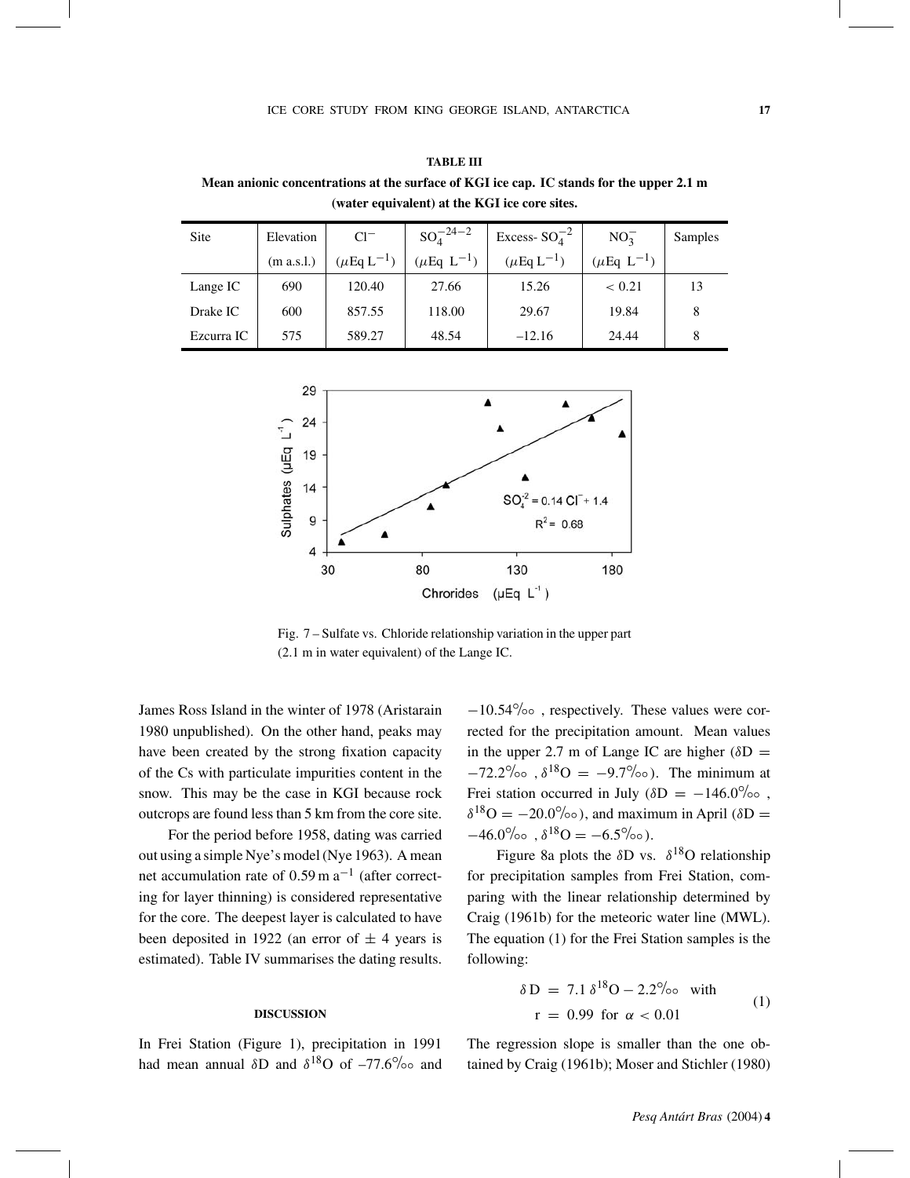**TABLE III**

**Mean anionic concentrations at the surface of KGI ice cap. IC stands for the upper 2.1 m (water equivalent) at the KGI ice core sites.**

| Site | Elevation (m a.s.l.) | $Cl^-$ ($\mu$Eq $L^{-1}$) | $SO_4^{-24-2}$ ($\mu$Eq $L^{-1}$) | Excess- $SO_4^{-2}$ ($\mu$Eq $L^{-1}$) | $NO_3^-$ ($\mu$Eq $L^{-1}$) | Samples |
|---|---|---|---|---|---|---|
| Lange IC | 690 | 120.40 | 27.66 | 15.26 | < 0.21 | 13 |
| Drake IC | 600 | 857.55 | 118.00 | 29.67 | 19.84 | 8 |
| Ezcurra IC | 575 | 589.27 | 48.54 | –12.16 | 24.44 | 8 |

Fig. 7 – Sulfate vs. Chloride relationship variation in the upper part (2.1 m in water equivalent) of the Lange IC.

James Ross Island in the winter of 1978 (Aristarain 1980 unpublished). On the other hand, peaks may have been created by the strong fixation capacity of the Cs with particulate impurities content in the snow. This may be the case in KGI because rock outcrops are found less than 5 km from the core site.

For the period before 1958, dating was carried out using a simple Nye's model (Nye 1963). A mean net accumulation rate of 0.59 m $a^{-1}$ (after correcting for layer thinning) is considered representative for the core. The deepest layer is calculated to have been deposited in 1922 (an error of $\pm$ 4 years is estimated). Table IV summarises the dating results.

## DISCUSSION

In Frei Station (Figure 1), precipitation in 1991 had mean annual $\delta$D and $\delta^{18}$O of –77.6‰ and $-10.54$‰, respectively. These values were corrected for the precipitation amount. Mean values in the upper 2.7 m of Lange IC are higher ($\delta D = -72.2$‰, $\delta^{18}O = -9.7$‰). The minimum at Frei station occurred in July ($\delta D = -146.0$‰, $\delta^{18}O = -20.0$‰), and maximum in April ($\delta D = -46.0$‰, $\delta^{18}O = -6.5$‰).

Figure 8a plots the $\delta$D vs. $\delta^{18}$O relationship for precipitation samples from Frei Station, comparing with the linear relationship determined by Craig (1961b) for the meteoric water line (MWL). The equation (1) for the Frei Station samples is the following:

$$\delta D = 7.1\,\delta^{18}O - 2.2‰ \quad \text{with} \quad r = 0.99 \text{ for } \alpha < 0.01 \tag{1}$$

The regression slope is smaller than the one obtained by Craig (1961b); Moser and Stichler (1980)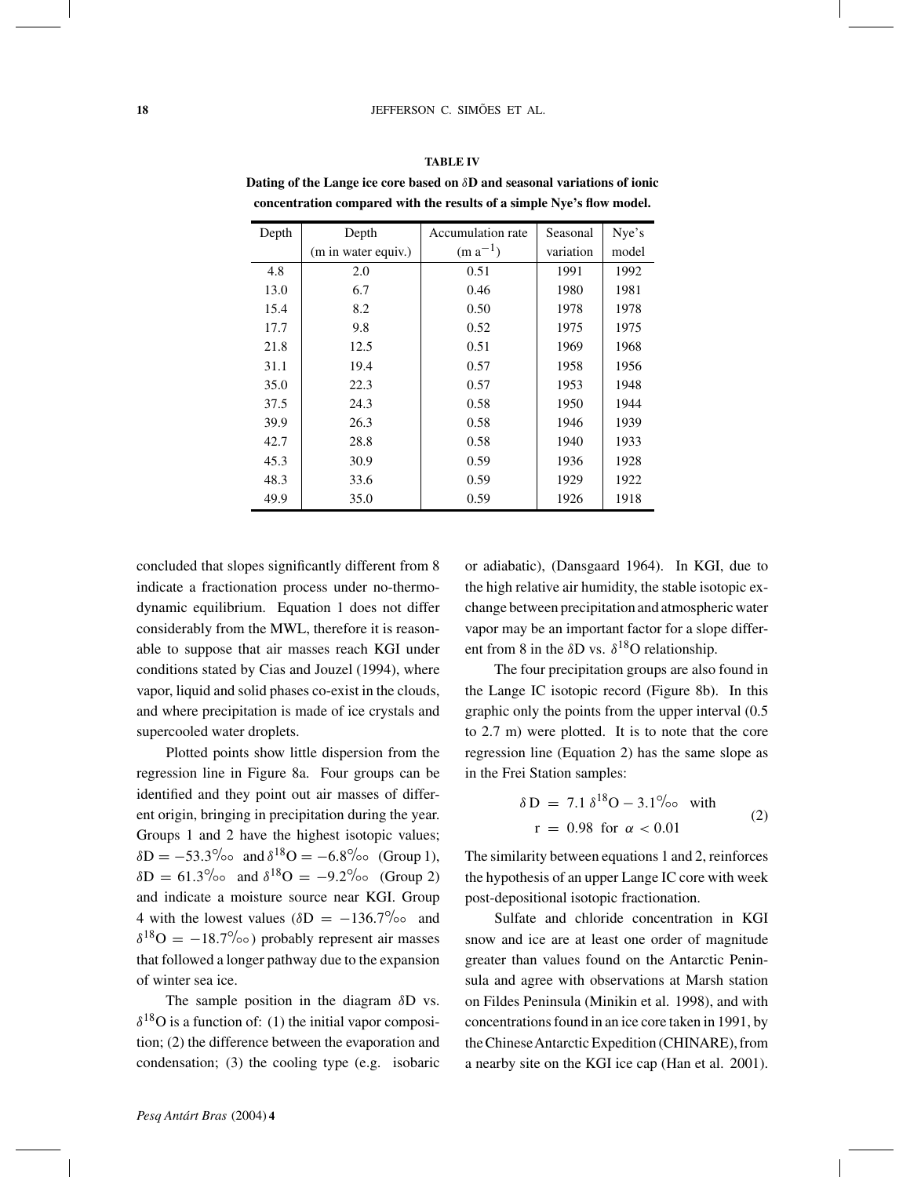**TABLE IV**

**Dating of the Lange ice core based on $\delta$D and seasonal variations of ionic concentration compared with the results of a simple Nye's flow model.**

| Depth | Depth (m in water equiv.) | Accumulation rate ($m\ a^{-1}$) | Seasonal variation | Nye's model |
|---|---|---|---|---|
| 4.8 | 2.0 | 0.51 | 1991 | 1992 |
| 13.0 | 6.7 | 0.46 | 1980 | 1981 |
| 15.4 | 8.2 | 0.50 | 1978 | 1978 |
| 17.7 | 9.8 | 0.52 | 1975 | 1975 |
| 21.8 | 12.5 | 0.51 | 1969 | 1968 |
| 31.1 | 19.4 | 0.57 | 1958 | 1956 |
| 35.0 | 22.3 | 0.57 | 1953 | 1948 |
| 37.5 | 24.3 | 0.58 | 1950 | 1944 |
| 39.9 | 26.3 | 0.58 | 1946 | 1939 |
| 42.7 | 28.8 | 0.58 | 1940 | 1933 |
| 45.3 | 30.9 | 0.59 | 1936 | 1928 |
| 48.3 | 33.6 | 0.59 | 1929 | 1922 |
| 49.9 | 35.0 | 0.59 | 1926 | 1918 |

concluded that slopes significantly different from 8 indicate a fractionation process under no-thermodynamic equilibrium. Equation 1 does not differ considerably from the MWL, therefore it is reasonable to suppose that air masses reach KGI under conditions stated by Cias and Jouzel (1994), where vapor, liquid and solid phases co-exist in the clouds, and where precipitation is made of ice crystals and supercooled water droplets.

Plotted points show little dispersion from the regression line in Figure 8a. Four groups can be identified and they point out air masses of different origin, bringing in precipitation during the year. Groups 1 and 2 have the highest isotopic values; $\delta\mathrm{D} = -53.3‰$ and $\delta^{18}\mathrm{O} = -6.8‰$ (Group 1), $\delta\mathrm{D} = 61.3‰$ and $\delta^{18}\mathrm{O} = -9.2‰$ (Group 2) and indicate a moisture source near KGI. Group 4 with the lowest values ($\delta\mathrm{D} = -136.7‰$ and $\delta^{18}\mathrm{O} = -18.7‰$) probably represent air masses that followed a longer pathway due to the expansion of winter sea ice.

The sample position in the diagram $\delta$D vs. $\delta^{18}$O is a function of: (1) the initial vapor composition; (2) the difference between the evaporation and condensation; (3) the cooling type (e.g. isobaric or adiabatic), (Dansgaard 1964). In KGI, due to the high relative air humidity, the stable isotopic exchange between precipitation and atmospheric water vapor may be an important factor for a slope different from 8 in the $\delta$D vs. $\delta^{18}$O relationship.

The four precipitation groups are also found in the Lange IC isotopic record (Figure 8b). In this graphic only the points from the upper interval (0.5 to 2.7 m) were plotted. It is to note that the core regression line (Equation 2) has the same slope as in the Frei Station samples:

$$\delta\,\mathrm{D} = 7.1\,\delta^{18}\mathrm{O} - 3.1‰ \quad \text{with} \quad \mathrm{r} = 0.98 \ \text{for} \ \alpha < 0.01 \tag{2}$$

The similarity between equations 1 and 2, reinforces the hypothesis of an upper Lange IC core with week post-depositional isotopic fractionation.

Sulfate and chloride concentration in KGI snow and ice are at least one order of magnitude greater than values found on the Antarctic Peninsula and agree with observations at Marsh station on Fildes Peninsula (Minikin et al. 1998), and with concentrations found in an ice core taken in 1991, by the Chinese Antarctic Expedition (CHINARE), from a nearby site on the KGI ice cap (Han et al. 2001).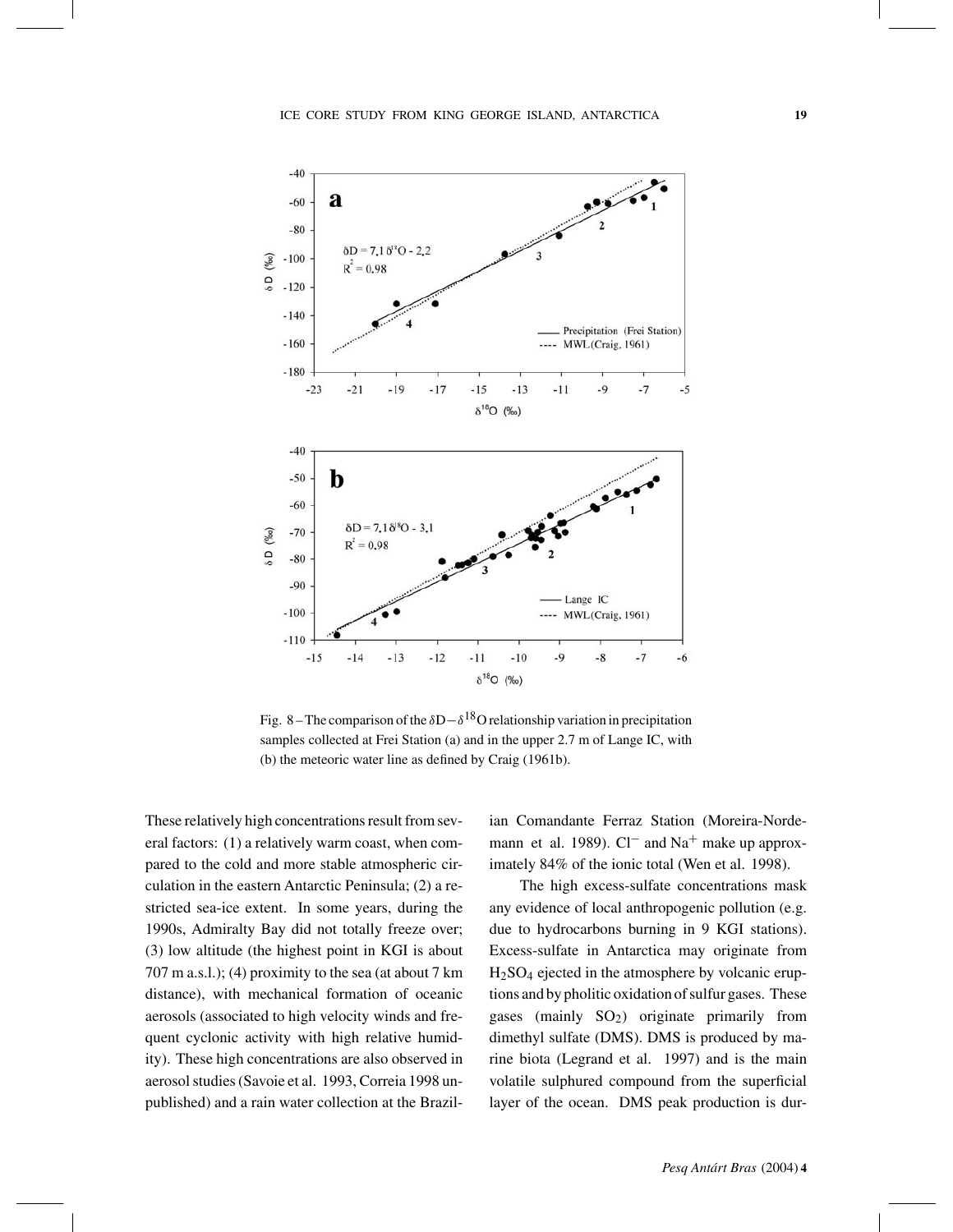Fig. 8 – The comparison of the $\delta D - \delta^{18}O$ relationship variation in precipitation samples collected at Frei Station (a) and in the upper 2.7 m of Lange IC, with (b) the meteoric water line as defined by Craig (1961b).

These relatively high concentrations result from several factors: (1) a relatively warm coast, when compared to the cold and more stable atmospheric circulation in the eastern Antarctic Peninsula; (2) a restricted sea-ice extent. In some years, during the 1990s, Admiralty Bay did not totally freeze over; (3) low altitude (the highest point in KGI is about 707 m a.s.l.); (4) proximity to the sea (at about 7 km distance), with mechanical formation of oceanic aerosols (associated to high velocity winds and frequent cyclonic activity with high relative humidity). These high concentrations are also observed in aerosol studies (Savoie et al. 1993, Correia 1998 unpublished) and a rain water collection at the Brazilian Comandante Ferraz Station (Moreira-Nordemann et al. 1989). $Cl^-$ and $Na^+$ make up approximately 84% of the ionic total (Wen et al. 1998).

The high excess-sulfate concentrations mask any evidence of local anthropogenic pollution (e.g. due to hydrocarbons burning in 9 KGI stations). Excess-sulfate in Antarctica may originate from $H_2SO_4$ ejected in the atmosphere by volcanic eruptions and by pholitic oxidation of sulfur gases. These gases (mainly $SO_2$) originate primarily from dimethyl sulfate (DMS). DMS is produced by marine biota (Legrand et al. 1997) and is the main volatile sulphured compound from the superficial layer of the ocean. DMS peak production is dur-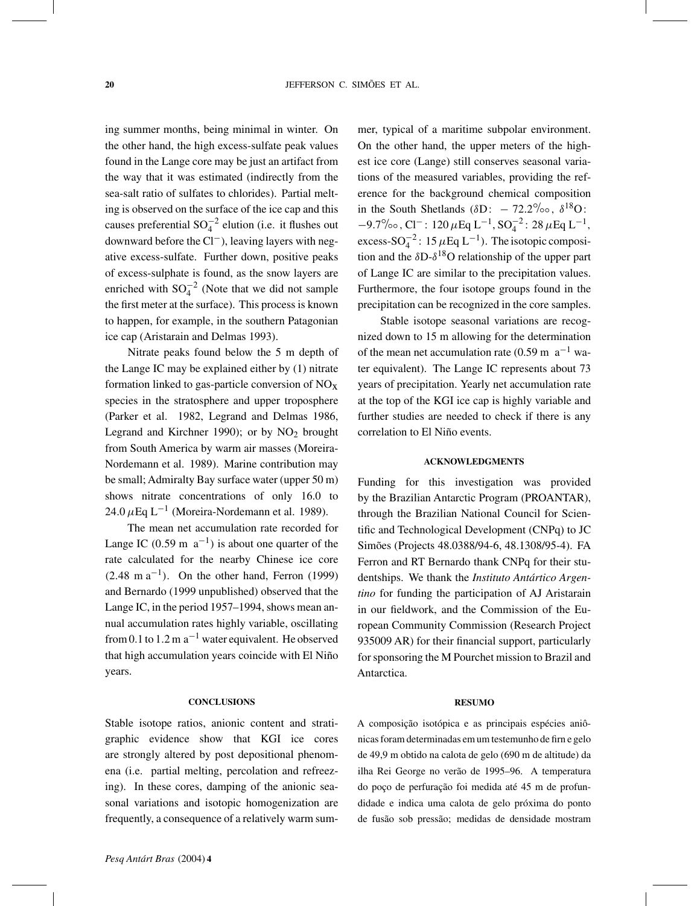ing summer months, being minimal in winter. On the other hand, the high excess-sulfate peak values found in the Lange core may be just an artifact from the way that it was estimated (indirectly from the sea-salt ratio of sulfates to chlorides). Partial melting is observed on the surface of the ice cap and this causes preferential $SO_4^{-2}$ elution (i.e. it flushes out downward before the $Cl^-$), leaving layers with negative excess-sulfate. Further down, positive peaks of excess-sulphate is found, as the snow layers are enriched with $SO_4^{-2}$ (Note that we did not sample the first meter at the surface). This process is known to happen, for example, in the southern Patagonian ice cap (Aristarain and Delmas 1993).

Nitrate peaks found below the 5 m depth of the Lange IC may be explained either by (1) nitrate formation linked to gas-particle conversion of $NO_X$ species in the stratosphere and upper troposphere (Parker et al. 1982, Legrand and Delmas 1986, Legrand and Kirchner 1990); or by $NO_2$ brought from South America by warm air masses (Moreira-Nordemann et al. 1989). Marine contribution may be small; Admiralty Bay surface water (upper 50 m) shows nitrate concentrations of only 16.0 to 24.0 $\mu$Eq $L^{-1}$ (Moreira-Nordemann et al. 1989).

The mean net accumulation rate recorded for Lange IC (0.59 m $a^{-1}$) is about one quarter of the rate calculated for the nearby Chinese ice core (2.48 m $a^{-1}$). On the other hand, Ferron (1999) and Bernardo (1999 unpublished) observed that the Lange IC, in the period 1957–1994, shows mean annual accumulation rates highly variable, oscillating from 0.1 to 1.2 m $a^{-1}$ water equivalent. He observed that high accumulation years coincide with El Niño years.

## CONCLUSIONS

Stable isotope ratios, anionic content and stratigraphic evidence show that KGI ice cores are strongly altered by post depositional phenomena (i.e. partial melting, percolation and refreezing). In these cores, damping of the anionic seasonal variations and isotopic homogenization are frequently, a consequence of a relatively warm summer, typical of a maritime subpolar environment. On the other hand, the upper meters of the highest ice core (Lange) still conserves seasonal variations of the measured variables, providing the reference for the background chemical composition in the South Shetlands ($\delta$D: $-72.2$‰, $\delta^{18}$O: $-9.7$‰, $Cl^-$: 120 $\mu$Eq $L^{-1}$, $SO_4^{-2}$: 28 $\mu$Eq $L^{-1}$, excess-$SO_4^{-2}$: 15 $\mu$Eq $L^{-1}$). The isotopic composition and the $\delta$D-$\delta^{18}$O relationship of the upper part of Lange IC are similar to the precipitation values. Furthermore, the four isotope groups found in the precipitation can be recognized in the core samples.

Stable isotope seasonal variations are recognized down to 15 m allowing for the determination of the mean net accumulation rate (0.59 m $a^{-1}$ water equivalent). The Lange IC represents about 73 years of precipitation. Yearly net accumulation rate at the top of the KGI ice cap is highly variable and further studies are needed to check if there is any correlation to El Niño events.

## ACKNOWLEDGMENTS

Funding for this investigation was provided by the Brazilian Antarctic Program (PROANTAR), through the Brazilian National Council for Scientific and Technological Development (CNPq) to JC Simões (Projects 48.0388/94-6, 48.1308/95-4). FA Ferron and RT Bernardo thank CNPq for their studentships. We thank the *Instituto Antártico Argentino* for funding the participation of AJ Aristarain in our fieldwork, and the Commission of the European Community Commission (Research Project 935009 AR) for their financial support, particularly for sponsoring the M Pourchet mission to Brazil and Antarctica.

## RESUMO

A composição isotópica e as principais espécies aniônicas foram determinadas em um testemunho de firn e gelo de 49,9 m obtido na calota de gelo (690 m de altitude) da ilha Rei George no verão de 1995–96. A temperatura do poço de perfuração foi medida até 45 m de profundidade e indica uma calota de gelo próxima do ponto de fusão sob pressão; medidas de densidade mostram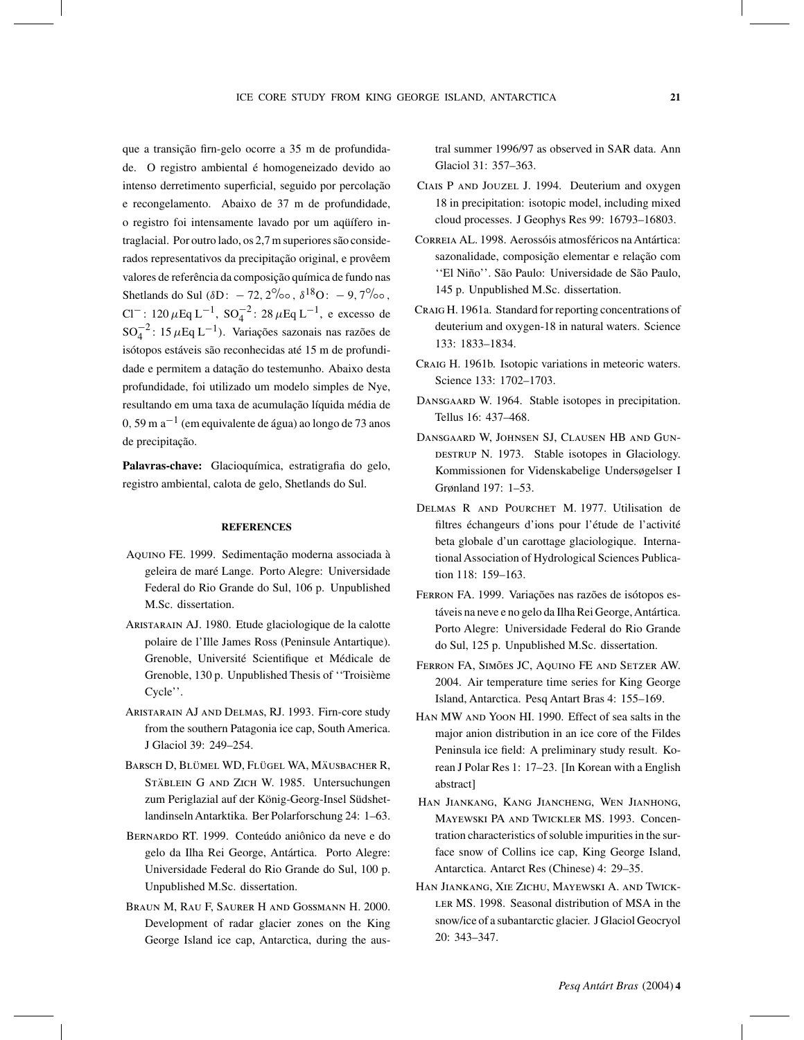que a transição firn-gelo ocorre a 35 m de profundidade. O registro ambiental é homogeneizado devido ao intenso derretimento superficial, seguido por percolação e recongelamento. Abaixo de 37 m de profundidade, o registro foi intensamente lavado por um aqüífero intraglacial. Por outro lado, os 2,7 m superiores são considerados representativos da precipitação original, e provêem valores de referência da composição química de fundo nas Shetlands do Sul ($\delta$D: $-72,2‰$, $\delta^{18}$O: $-9,7‰$, $Cl^-$: 120 $\mu$Eq $L^{-1}$, $SO_4^{-2}$: 28 $\mu$Eq $L^{-1}$, e excesso de $SO_4^{-2}$: 15 $\mu$Eq $L^{-1}$). Variações sazonais nas razões de isótopos estáveis são reconhecidas até 15 m de profundidade e permitem a datação do testemunho. Abaixo desta profundidade, foi utilizado um modelo simples de Nye, resultando em uma taxa de acumulação líquida média de 0,59 m $a^{-1}$ (em equivalente de água) ao longo de 73 anos de precipitação.

**Palavras-chave:** Glacioquímica, estratigrafia do gelo, registro ambiental, calota de gelo, Shetlands do Sul.

## REFERENCES

Aquino FE. 1999. Sedimentação moderna associada à geleira de maré Lange. Porto Alegre: Universidade Federal do Rio Grande do Sul, 106 p. Unpublished M.Sc. dissertation.

Aristarain AJ. 1980. Etude glaciologique de la calotte polaire de l'Ille James Ross (Peninsule Antartique). Grenoble, Université Scientifique et Médicale de Grenoble, 130 p. Unpublished Thesis of ''Troisième Cycle''.

Aristarain AJ and Delmas, RJ. 1993. Firn-core study from the southern Patagonia ice cap, South America. J Glaciol 39: 249–254.

Barsch D, Blümel WD, Flügel WA, Mäusbacher R, Stäblein G and Zich W. 1985. Untersuchungen zum Periglazial auf der König-Georg-Insel Südshetlandinseln Antarktika. Ber Polarforschung 24: 1–63.

Bernardo RT. 1999. Conteúdo aniônico da neve e do gelo da Ilha Rei George, Antártica. Porto Alegre: Universidade Federal do Rio Grande do Sul, 100 p. Unpublished M.Sc. dissertation.

Braun M, Rau F, Saurer H and Gossmann H. 2000. Development of radar glacier zones on the King George Island ice cap, Antarctica, during the austral summer 1996/97 as observed in SAR data. Ann Glaciol 31: 357–363.

Ciais P and Jouzel J. 1994. Deuterium and oxygen 18 in precipitation: isotopic model, including mixed cloud processes. J Geophys Res 99: 16793–16803.

Correia AL. 1998. Aerossóis atmosféricos na Antártica: sazonalidade, composição elementar e relação com ''El Niño''. São Paulo: Universidade de São Paulo, 145 p. Unpublished M.Sc. dissertation.

Craig H. 1961a. Standard for reporting concentrations of deuterium and oxygen-18 in natural waters. Science 133: 1833–1834.

Craig H. 1961b. Isotopic variations in meteoric waters. Science 133: 1702–1703.

Dansgaard W. 1964. Stable isotopes in precipitation. Tellus 16: 437–468.

Dansgaard W, Johnsen SJ, Clausen HB and Gundestrup N. 1973. Stable isotopes in Glaciology. Kommissionen for Videnskabelige Undersøgelser I Grønland 197: 1–53.

Delmas R and Pourchet M. 1977. Utilisation de filtres échangeurs d'ions pour l'étude de l'activité beta globale d'un carottage glaciologique. International Association of Hydrological Sciences Publication 118: 159–163.

Ferron FA. 1999. Variações nas razões de isótopos estáveis na neve e no gelo da Ilha Rei George, Antártica. Porto Alegre: Universidade Federal do Rio Grande do Sul, 125 p. Unpublished M.Sc. dissertation.

Ferron FA, Simões JC, Aquino FE and Setzer AW. 2004. Air temperature time series for King George Island, Antarctica. Pesq Antart Bras 4: 155–169.

Han MW and Yoon HI. 1990. Effect of sea salts in the major anion distribution in an ice core of the Fildes Peninsula ice field: A preliminary study result. Korean J Polar Res 1: 17–23. [In Korean with a English abstract]

Han Jiankang, Kang Jiancheng, Wen Jianhong, Mayewski PA and Twickler MS. 1993. Concentration characteristics of soluble impurities in the surface snow of Collins ice cap, King George Island, Antarctica. Antarct Res (Chinese) 4: 29–35.

Han Jiankang, Xie Zichu, Mayewski A. and Twickler MS. 1998. Seasonal distribution of MSA in the snow/ice of a subantarctic glacier. J Glaciol Geocryol 20: 343–347.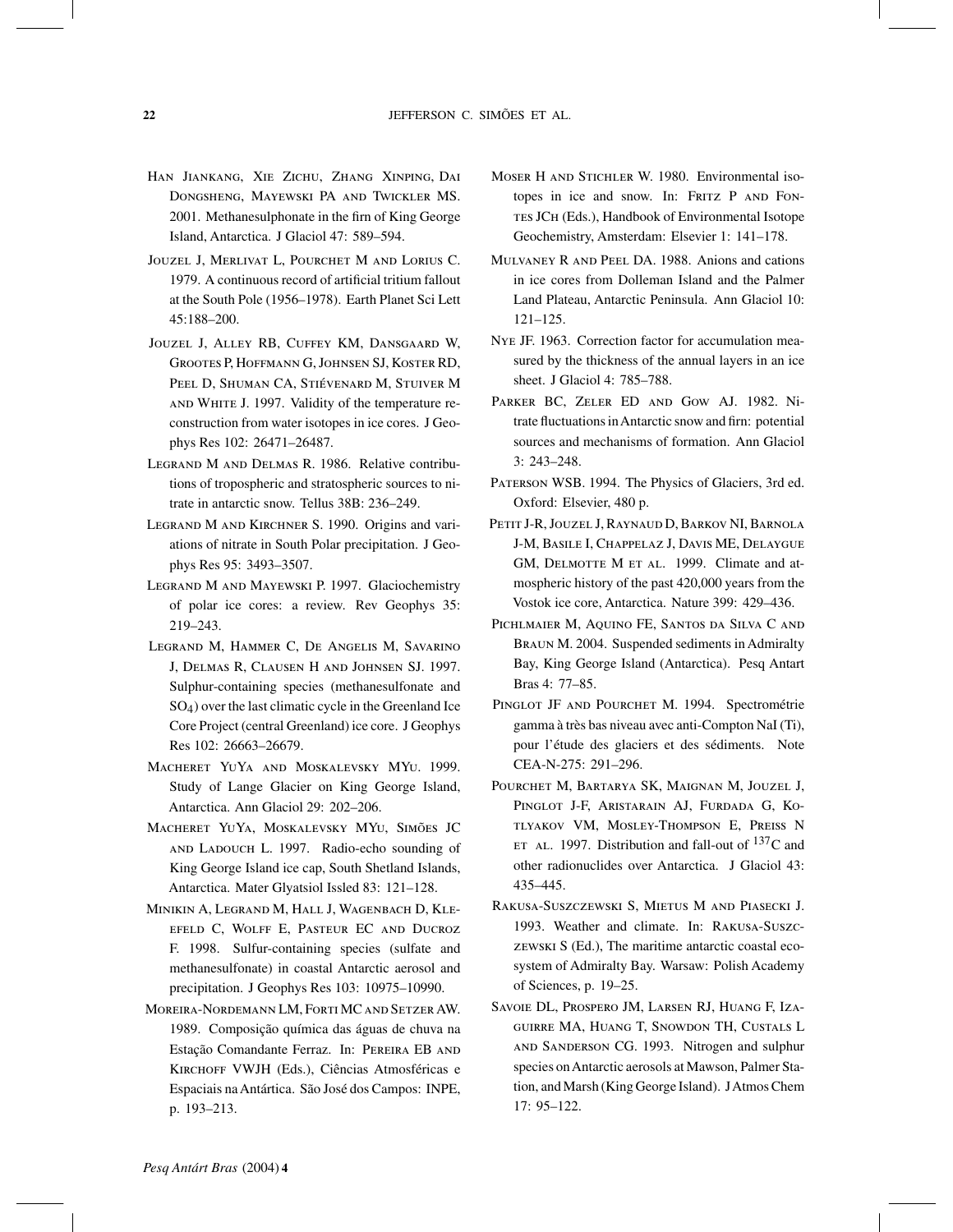Han Jiankang, Xie Zichu, Zhang Xinping, Dai Dongsheng, Mayewski PA and Twickler MS. 2001. Methanesulphonate in the firn of King George Island, Antarctica. J Glaciol 47: 589–594.

Jouzel J, Merlivat L, Pourchet M and Lorius C. 1979. A continuous record of artificial tritium fallout at the South Pole (1956–1978). Earth Planet Sci Lett 45:188–200.

Jouzel J, Alley RB, Cuffey KM, Dansgaard W, Grootes P, Hoffmann G, Johnsen SJ, Koster RD, Peel D, Shuman CA, Stiévenard M, Stuiver M and White J. 1997. Validity of the temperature reconstruction from water isotopes in ice cores. J Geophys Res 102: 26471–26487.

Legrand M and Delmas R. 1986. Relative contributions of tropospheric and stratospheric sources to nitrate in antarctic snow. Tellus 38B: 236–249.

Legrand M and Kirchner S. 1990. Origins and variations of nitrate in South Polar precipitation. J Geophys Res 95: 3493–3507.

Legrand M and Mayewski P. 1997. Glaciochemistry of polar ice cores: a review. Rev Geophys 35: 219–243.

Legrand M, Hammer C, De Angelis M, Savarino J, Delmas R, Clausen H and Johnsen SJ. 1997. Sulphur-containing species (methanesulfonate and $SO_4$) over the last climatic cycle in the Greenland Ice Core Project (central Greenland) ice core. J Geophys Res 102: 26663–26679.

Macheret YuYa and Moskalevsky MYu. 1999. Study of Lange Glacier on King George Island, Antarctica. Ann Glaciol 29: 202–206.

Macheret YuYa, Moskalevsky MYu, Simões JC and Ladouch L. 1997. Radio-echo sounding of King George Island ice cap, South Shetland Islands, Antarctica. Mater Glyatsiol Issled 83: 121–128.

Minikin A, Legrand M, Hall J, Wagenbach D, Kleefeld C, Wolff E, Pasteur EC and Ducroz F. 1998. Sulfur-containing species (sulfate and methanesulfonate) in coastal Antarctic aerosol and precipitation. J Geophys Res 103: 10975–10990.

Moreira-Nordemann LM, Forti MC and Setzer AW. 1989. Composição química das águas de chuva na Estação Comandante Ferraz. In: Pereira EB and Kirchoff VWJH (Eds.), Ciências Atmosféricas e Espaciais na Antártica. São José dos Campos: INPE, p. 193–213.

Moser H and Stichler W. 1980. Environmental isotopes in ice and snow. In: Fritz P and Fontes JCh (Eds.), Handbook of Environmental Isotope Geochemistry, Amsterdam: Elsevier 1: 141–178.

Mulvaney R and Peel DA. 1988. Anions and cations in ice cores from Dolleman Island and the Palmer Land Plateau, Antarctic Peninsula. Ann Glaciol 10: 121–125.

Nye JF. 1963. Correction factor for accumulation measured by the thickness of the annual layers in an ice sheet. J Glaciol 4: 785–788.

Parker BC, Zeler ED and Gow AJ. 1982. Nitrate fluctuations in Antarctic snow and firn: potential sources and mechanisms of formation. Ann Glaciol 3: 243–248.

Paterson WSB. 1994. The Physics of Glaciers, 3rd ed. Oxford: Elsevier, 480 p.

Petit J-R, Jouzel J, Raynaud D, Barkov NI, Barnola J-M, Basile I, Chappelaz J, Davis ME, Delaygue GM, Delmotte M et al. 1999. Climate and atmospheric history of the past 420,000 years from the Vostok ice core, Antarctica. Nature 399: 429–436.

Pichlmaier M, Aquino FE, Santos da Silva C and Braun M. 2004. Suspended sediments in Admiralty Bay, King George Island (Antarctica). Pesq Antart Bras 4: 77–85.

Pinglot JF and Pourchet M. 1994. Spectrométrie gamma à très bas niveau avec anti-Compton NaI (Ti), pour l'étude des glaciers et des sédiments. Note CEA-N-275: 291–296.

Pourchet M, Bartarya SK, Maignan M, Jouzel J, Pinglot J-F, Aristarain AJ, Furdada G, Kotlyakov VM, Mosley-Thompson E, Preiss N et al. 1997. Distribution and fall-out of $^{137}C$ and other radionuclides over Antarctica. J Glaciol 43: 435–445.

Rakusa-Suszczewski S, Mietus M and Piasecki J. 1993. Weather and climate. In: Rakusa-Suszczewski S (Ed.), The maritime antarctic coastal ecosystem of Admiralty Bay. Warsaw: Polish Academy of Sciences, p. 19–25.

Savoie DL, Prospero JM, Larsen RJ, Huang F, Izaguirre MA, Huang T, Snowdon TH, Custals L and Sanderson CG. 1993. Nitrogen and sulphur species on Antarctic aerosols at Mawson, Palmer Station, and Marsh (King George Island). J Atmos Chem 17: 95–122.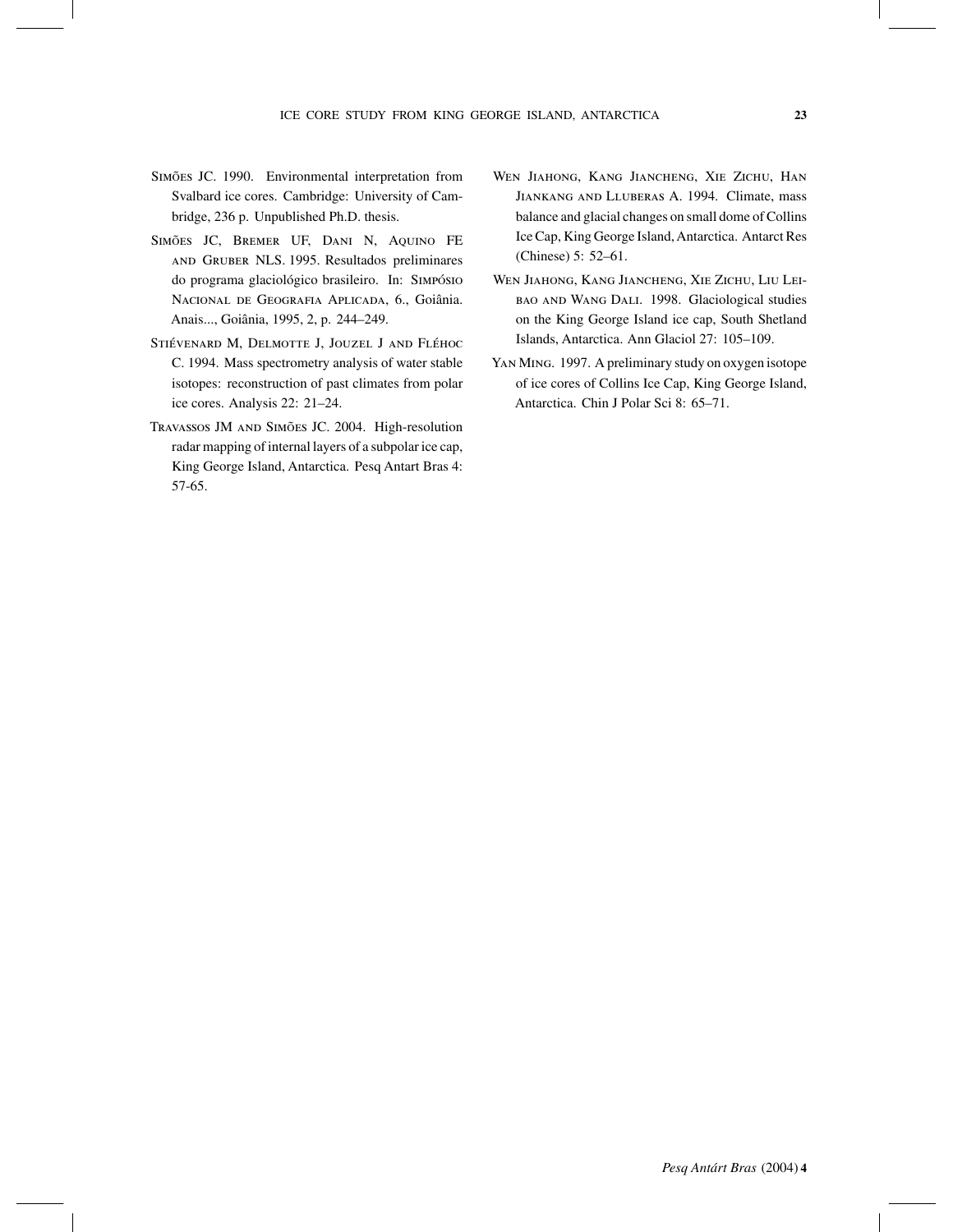Simões JC. 1990. Environmental interpretation from Svalbard ice cores. Cambridge: University of Cambridge, 236 p. Unpublished Ph.D. thesis.

Simões JC, Bremer UF, Dani N, Aquino FE and Gruber NLS. 1995. Resultados preliminares do programa glaciológico brasileiro. In: Simpósio Nacional de Geografia Aplicada, 6., Goiânia. Anais..., Goiânia, 1995, 2, p. 244–249.

Stiévenard M, Delmotte J, Jouzel J and Fléhoc C. 1994. Mass spectrometry analysis of water stable isotopes: reconstruction of past climates from polar ice cores. Analysis 22: 21–24.

Travassos JM and Simões JC. 2004. High-resolution radar mapping of internal layers of a subpolar ice cap, King George Island, Antarctica. Pesq Antart Bras 4: 57-65.

Wen Jiahong, Kang Jiancheng, Xie Zichu, Han Jiankang and Lluberas A. 1994. Climate, mass balance and glacial changes on small dome of Collins Ice Cap, King George Island, Antarctica. Antarct Res (Chinese) 5: 52–61.

Wen Jiahong, Kang Jiancheng, Xie Zichu, Liu Leibao and Wang Dali. 1998. Glaciological studies on the King George Island ice cap, South Shetland Islands, Antarctica. Ann Glaciol 27: 105–109.

Yan Ming. 1997. A preliminary study on oxygen isotope of ice cores of Collins Ice Cap, King George Island, Antarctica. Chin J Polar Sci 8: 65–71.